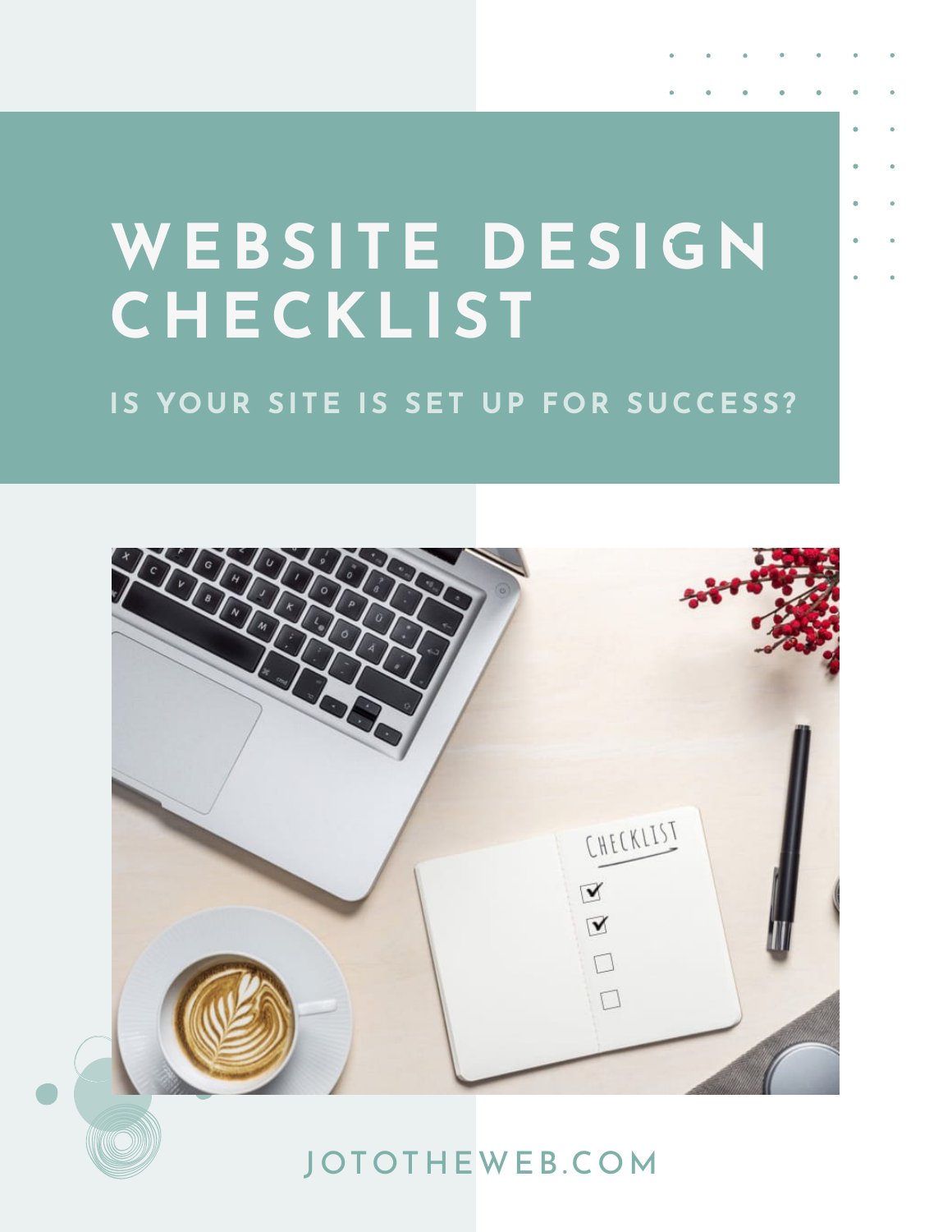# WEBSITE DESIGN CHECKLIST

## IS YOUR SITE IS SET UP FOR SUCCESS?

JOTOTHEWEB.COM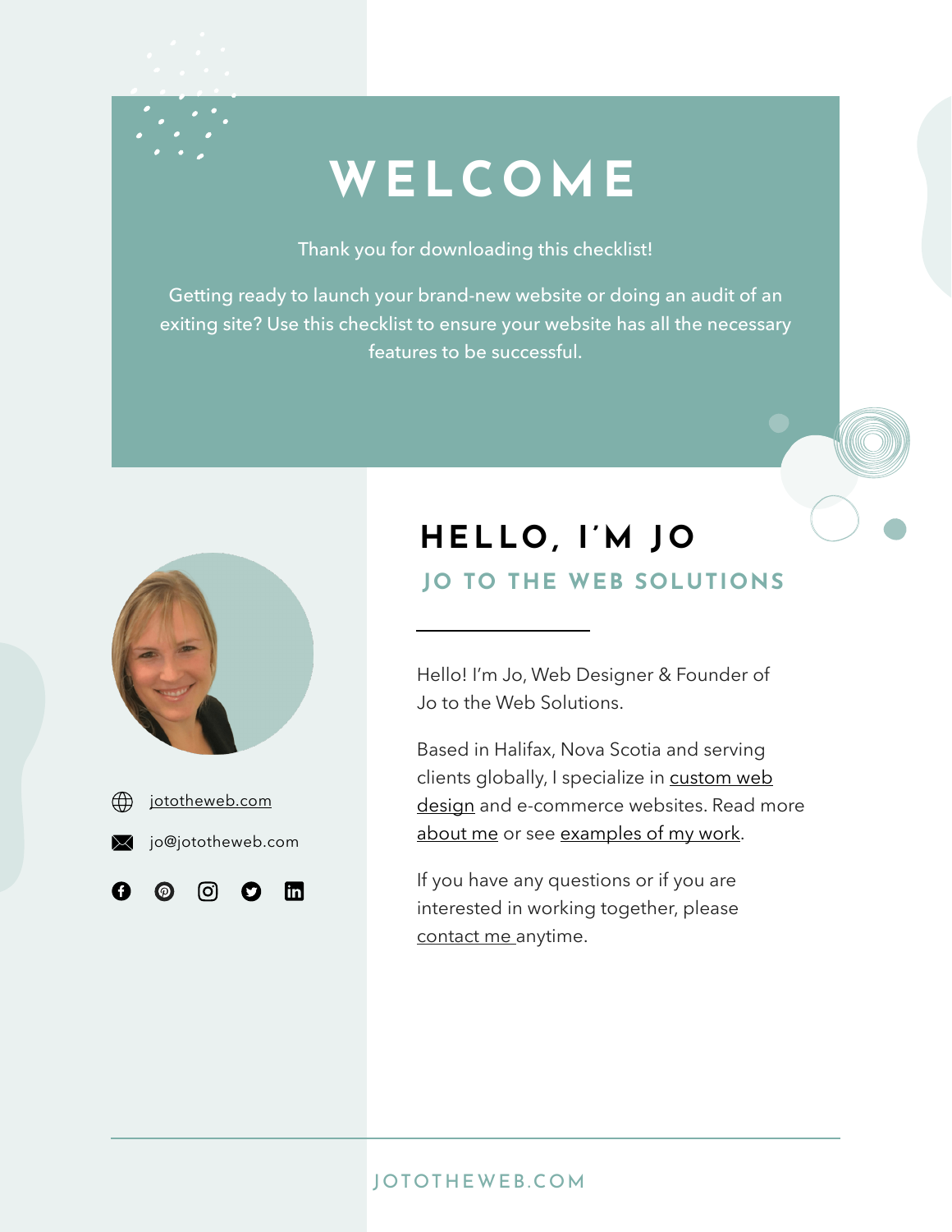# WELCOME

Thank you for downloading this checklist!

Getting ready to launch your brand-new website or doing an audit of an exiting site? Use this checklist to ensure your website has all the necessary features to be successful.

jototheweb.com

jo@jototheweb.com

## HELLO, I'M JO

### JO TO THE WEB SOLUTIONS

Hello! I'm Jo, Web Designer & Founder of Jo to the Web Solutions.

Based in Halifax, Nova Scotia and serving clients globally, I specialize in custom web design and e-commerce websites. Read more about me or see examples of my work.

If you have any questions or if you are interested in working together, please contact me anytime.

JOTOTHEWEB.COM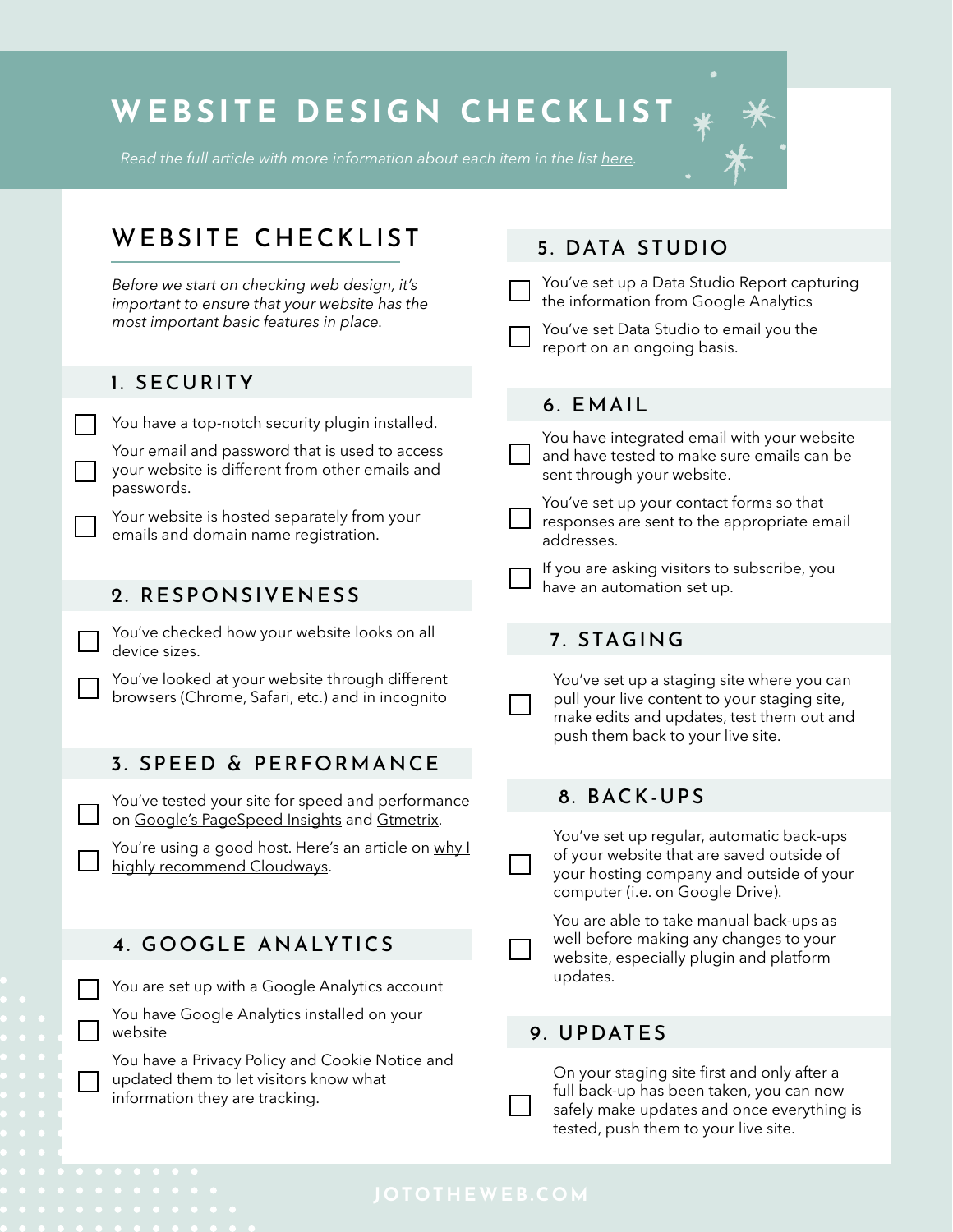# WEBSITE DESIGN CHECKLIST

*Read the full article with more information about each item in the list here.*

## WEBSITE CHECKLIST

*Before we start on checking web design, it's important to ensure that your website has the most important basic features in place.*

### 1. SECURITY

- [ ] You have a top-notch security plugin installed.
- [ ] Your email and password that is used to access your website is different from other emails and passwords.
- [ ] Your website is hosted separately from your emails and domain name registration.

### 2. RESPONSIVENESS

- [ ] You've checked how your website looks on all device sizes.
- [ ] You've looked at your website through different browsers (Chrome, Safari, etc.) and in incognito

### 3. SPEED & PERFORMANCE

- [ ] You've tested your site for speed and performance on Google's PageSpeed Insights and Gtmetrix.
- [ ] You're using a good host. Here's an article on why I highly recommend Cloudways.

### 4. GOOGLE ANALYTICS

- [ ] You are set up with a Google Analytics account
- [ ] You have Google Analytics installed on your website
- [ ] You have a Privacy Policy and Cookie Notice and updated them to let visitors know what information they are tracking.

### 5. DATA STUDIO

- [ ] You've set up a Data Studio Report capturing the information from Google Analytics
- [ ] You've set Data Studio to email you the report on an ongoing basis.

### 6. EMAIL

- [ ] You have integrated email with your website and have tested to make sure emails can be sent through your website.
- [ ] You've set up your contact forms so that responses are sent to the appropriate email addresses.
- [ ] If you are asking visitors to subscribe, you have an automation set up.

### 7. STAGING

- [ ] You've set up a staging site where you can pull your live content to your staging site, make edits and updates, test them out and push them back to your live site.

### 8. BACK-UPS

- [ ] You've set up regular, automatic back-ups of your website that are saved outside of your hosting company and outside of your computer (i.e. on Google Drive).
- [ ] You are able to take manual back-ups as well before making any changes to your website, especially plugin and platform updates.

### 9. UPDATES

- [ ] On your staging site first and only after a full back-up has been taken, you can now safely make updates and once everything is tested, push them to your live site.

JOTOTHEWEB.COM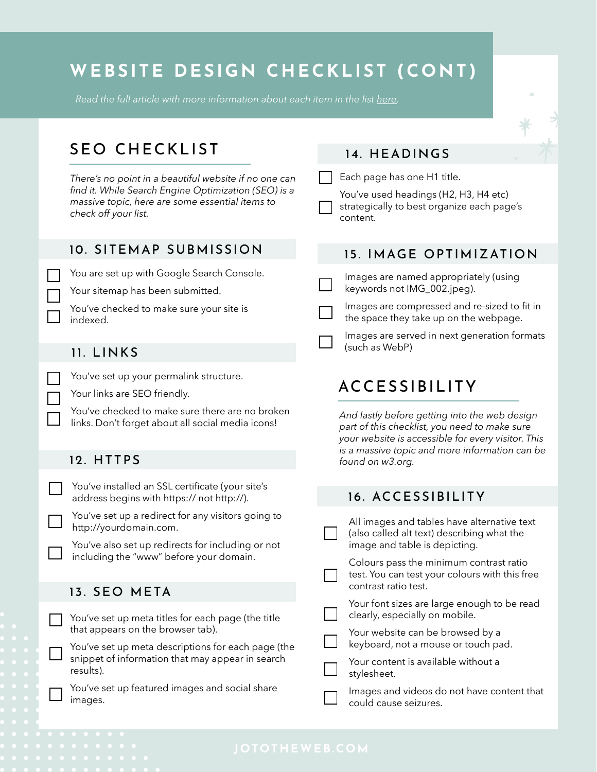# WEBSITE DESIGN CHECKLIST (CONT)

*Read the full article with more information about each item in the list here.*

## SEO CHECKLIST

*There's no point in a beautiful website if no one can find it. While Search Engine Optimization (SEO) is a massive topic, here are some essential items to check off your list.*

### 10. SITEMAP SUBMISSION

- [ ] You are set up with Google Search Console.
- [ ] Your sitemap has been submitted.
- [ ] You've checked to make sure your site is indexed.

### 11. LINKS

- [ ] You've set up your permalink structure.
- [ ] Your links are SEO friendly.
- [ ] You've checked to make sure there are no broken links. Don't forget about all social media icons!

### 12. HTTPS

- [ ] You've installed an SSL certificate (your site's address begins with https:// not http://).
- [ ] You've set up a redirect for any visitors going to http://yourdomain.com.
- [ ] You've also set up redirects for including or not including the "www" before your domain.

### 13. SEO META

- [ ] You've set up meta titles for each page (the title that appears on the browser tab).
- [ ] You've set up meta descriptions for each page (the snippet of information that may appear in search results).
- [ ] You've set up featured images and social share images.

### 14. HEADINGS

- [ ] Each page has one H1 title.
- [ ] You've used headings (H2, H3, H4 etc) strategically to best organize each page's content.

### 15. IMAGE OPTIMIZATION

- [ ] Images are named appropriately (using keywords not IMG_002.jpeg).
- [ ] Images are compressed and re-sized to fit in the space they take up on the webpage.
- [ ] Images are served in next generation formats (such as WebP)

## ACCESSIBILITY

*And lastly before getting into the web design part of this checklist, you need to make sure your website is accessible for every visitor. This is a massive topic and more information can be found on w3.org.*

### 16. ACCESSIBILITY

- [ ] All images and tables have alternative text (also called alt text) describing what the image and table is depicting.
- [ ] Colours pass the minimum contrast ratio test. You can test your colours with this free contrast ratio test.
- [ ] Your font sizes are large enough to be read clearly, especially on mobile.
- [ ] Your website can be browsed by a keyboard, not a mouse or touch pad.
- [ ] Your content is available without a stylesheet.
- [ ] Images and videos do not have content that could cause seizures.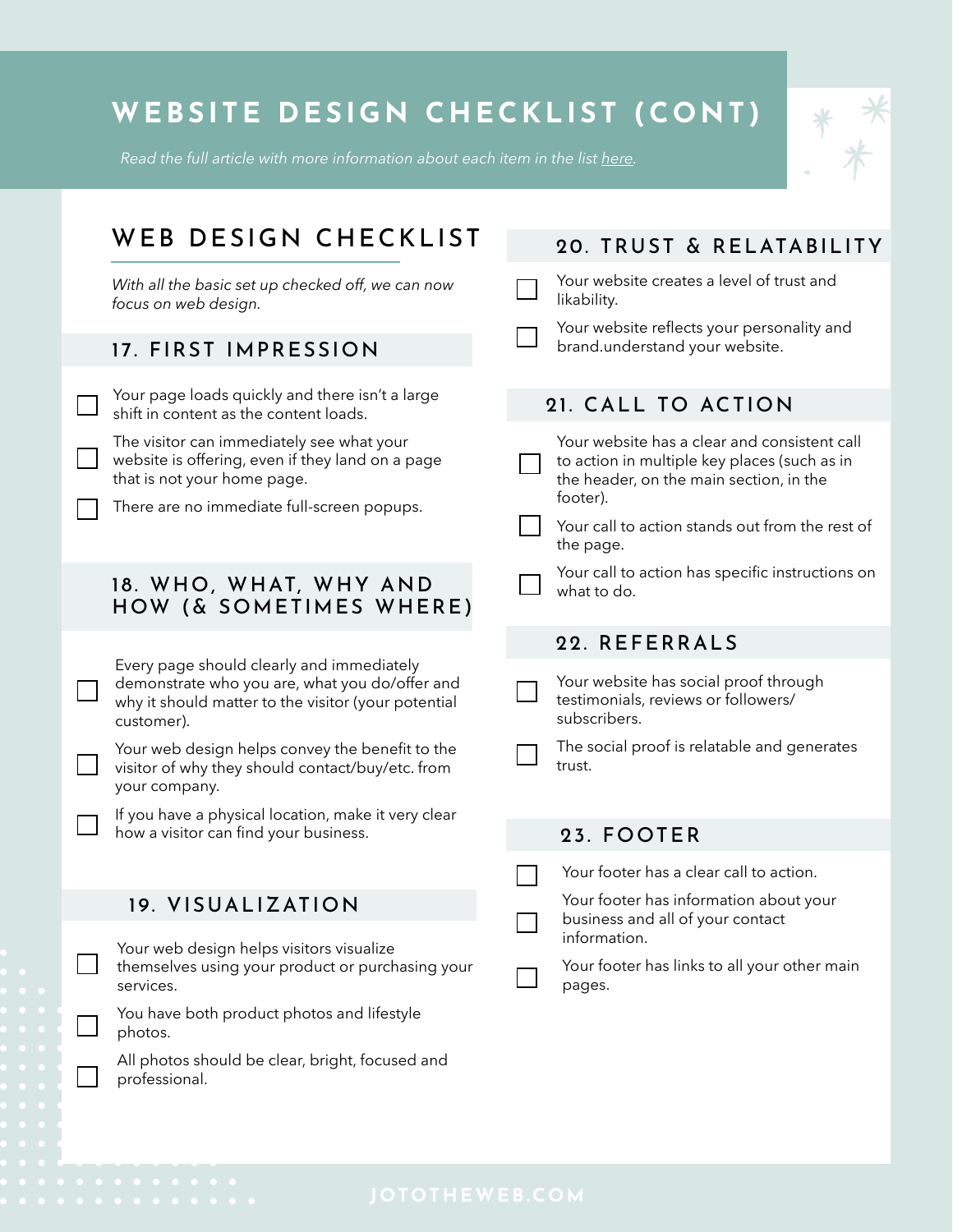# WEBSITE DESIGN CHECKLIST (CONT)

*Read the full article with more information about each item in the list here.*

## WEB DESIGN CHECKLIST

*With all the basic set up checked off, we can now focus on web design.*

### 17. FIRST IMPRESSION

- [ ] Your page loads quickly and there isn't a large shift in content as the content loads.
- [ ] The visitor can immediately see what your website is offering, even if they land on a page that is not your home page.
- [ ] There are no immediate full-screen popups.

### 18. WHO, WHAT, WHY AND HOW (& SOMETIMES WHERE)

- [ ] Every page should clearly and immediately demonstrate who you are, what you do/offer and why it should matter to the visitor (your potential customer).
- [ ] Your web design helps convey the benefit to the visitor of why they should contact/buy/etc. from your company.
- [ ] If you have a physical location, make it very clear how a visitor can find your business.

### 19. VISUALIZATION

- [ ] Your web design helps visitors visualize themselves using your product or purchasing your services.
- [ ] You have both product photos and lifestyle photos.
- [ ] All photos should be clear, bright, focused and professional.

### 20. TRUST & RELATABILITY

- [ ] Your website creates a level of trust and likability.
- [ ] Your website reflects your personality and brand.understand your website.

### 21. CALL TO ACTION

- [ ] Your website has a clear and consistent call to action in multiple key places (such as in the header, on the main section, in the footer).
- [ ] Your call to action stands out from the rest of the page.
- [ ] Your call to action has specific instructions on what to do.

### 22. REFERRALS

- [ ] Your website has social proof through testimonials, reviews or followers/ subscribers.
- [ ] The social proof is relatable and generates trust.

### 23. FOOTER

- [ ] Your footer has a clear call to action.
- [ ] Your footer has information about your business and all of your contact information.
- [ ] Your footer has links to all your other main pages.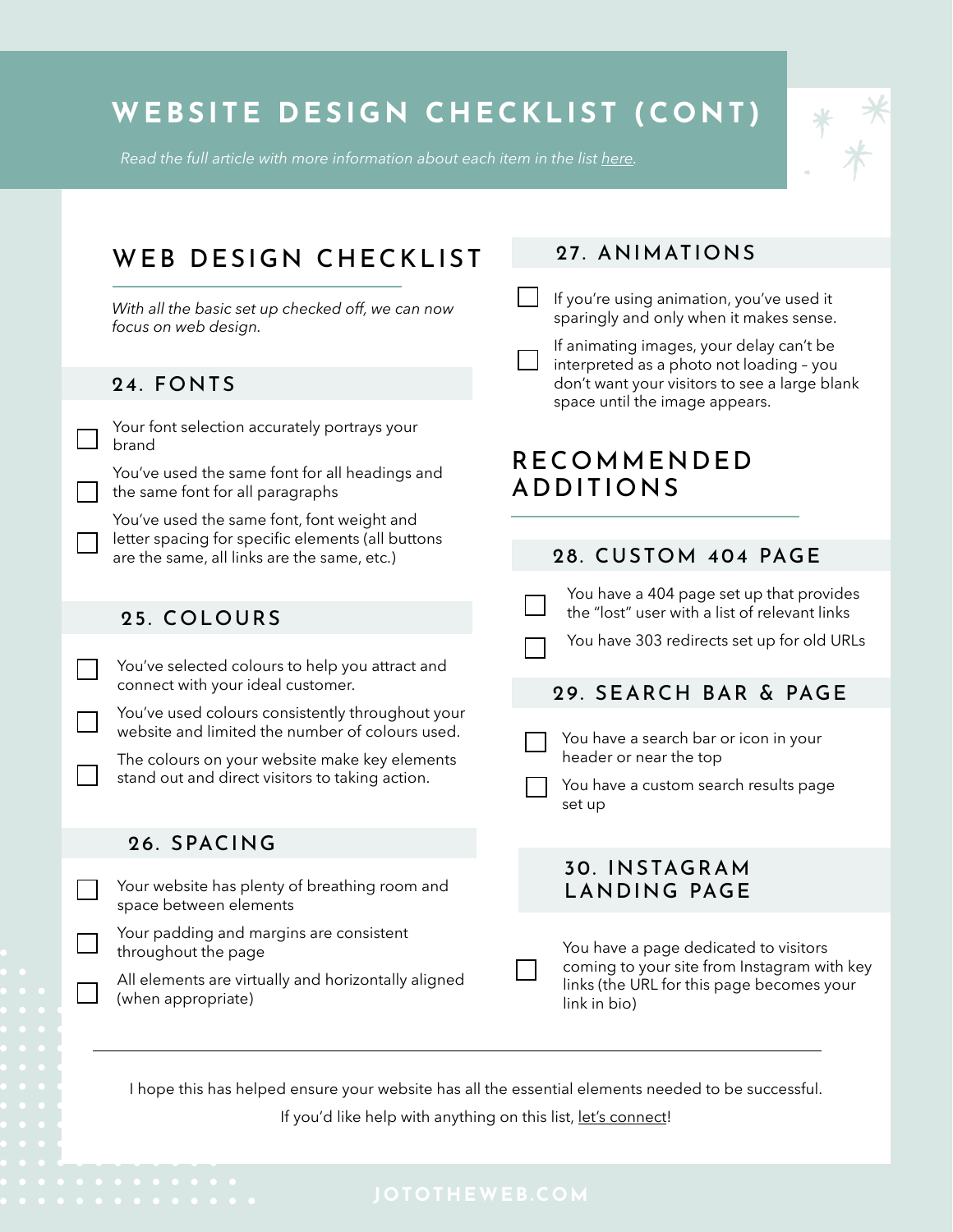# WEBSITE DESIGN CHECKLIST (CONT)

*Read the full article with more information about each item in the list here.*

## WEB DESIGN CHECKLIST

*With all the basic set up checked off, we can now focus on web design.*

### 24. FONTS

- [ ] Your font selection accurately portrays your brand
- [ ] You've used the same font for all headings and the same font for all paragraphs
- [ ] You've used the same font, font weight and letter spacing for specific elements (all buttons are the same, all links are the same, etc.)

### 25. COLOURS

- [ ] You've selected colours to help you attract and connect with your ideal customer.
- [ ] You've used colours consistently throughout your website and limited the number of colours used.
- [ ] The colours on your website make key elements stand out and direct visitors to taking action.

### 26. SPACING

- [ ] Your website has plenty of breathing room and space between elements
- [ ] Your padding and margins are consistent throughout the page
- [ ] All elements are virtually and horizontally aligned (when appropriate)

### 27. ANIMATIONS

- [ ] If you're using animation, you've used it sparingly and only when it makes sense.
- [ ] If animating images, your delay can't be interpreted as a photo not loading – you don't want your visitors to see a large blank space until the image appears.

## RECOMMENDED ADDITIONS

### 28. CUSTOM 404 PAGE

- [ ] You have a 404 page set up that provides the "lost" user with a list of relevant links
- [ ] You have 303 redirects set up for old URLs

### 29. SEARCH BAR & PAGE

- [ ] You have a search bar or icon in your header or near the top
- [ ] You have a custom search results page set up

### 30. INSTAGRAM LANDING PAGE

- [ ] You have a page dedicated to visitors coming to your site from Instagram with key links (the URL for this page becomes your link in bio)

---

I hope this has helped ensure your website has all the essential elements needed to be successful.

If you'd like help with anything on this list, let's connect!

JOTOTHEWEB.COM